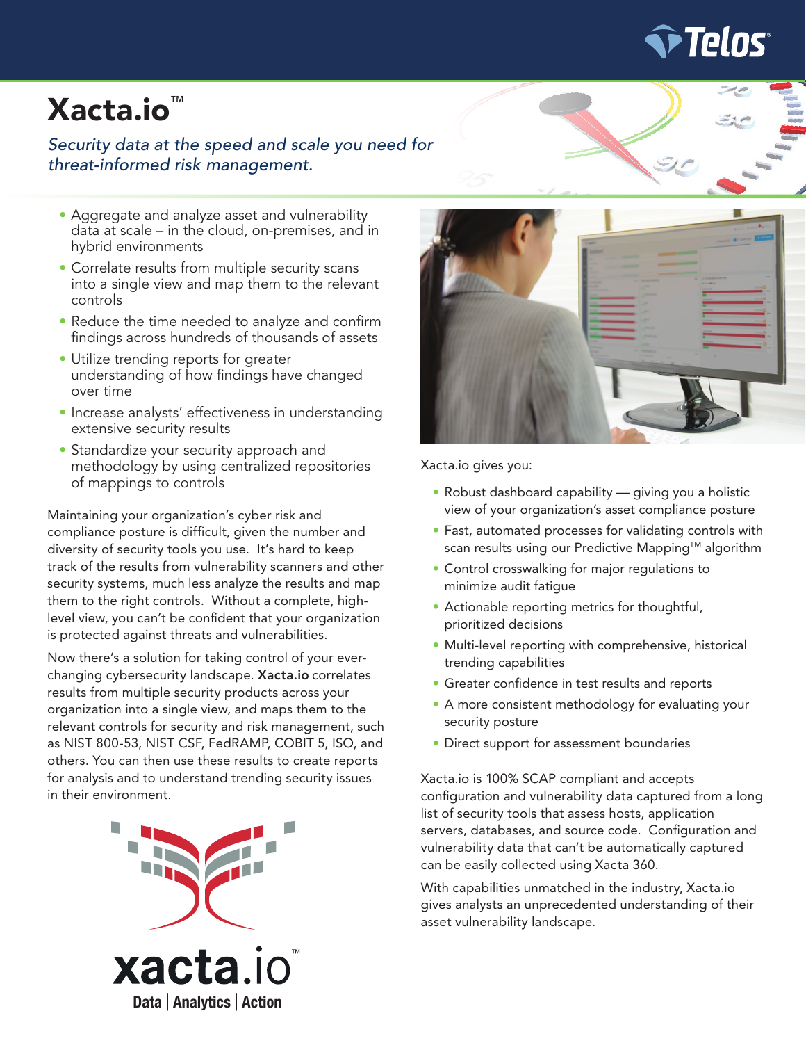# Xacta.io™

*Security data at the speed and scale you need for threat-informed risk management.*

- Aggregate and analyze asset and vulnerability data at scale – in the cloud, on-premises, and in hybrid environments
- Correlate results from multiple security scans into a single view and map them to the relevant controls
- Reduce the time needed to analyze and confirm findings across hundreds of thousands of assets
- Utilize trending reports for greater understanding of how findings have changed over time
- Increase analysts' effectiveness in understanding extensive security results
- Standardize your security approach and methodology by using centralized repositories of mappings to controls

Maintaining your organization's cyber risk and compliance posture is difficult, given the number and diversity of security tools you use. It's hard to keep track of the results from vulnerability scanners and other security systems, much less analyze the results and map them to the right controls. Without a complete, high-level view, you can't be confident that your organization is protected against threats and vulnerabilities.

Now there's a solution for taking control of your ever-changing cybersecurity landscape. **Xacta.io** correlates results from multiple security products across your organization into a single view, and maps them to the relevant controls for security and risk management, such as NIST 800-53, NIST CSF, FedRAMP, COBIT 5, ISO, and others. You can then use these results to create reports for analysis and to understand trending security issues in their environment.

xacta.io™

Data | Analytics | Action

Xacta.io gives you:

- Robust dashboard capability — giving you a holistic view of your organization's asset compliance posture
- Fast, automated processes for validating controls with scan results using our Predictive Mapping™ algorithm
- Control crosswalking for major regulations to minimize audit fatigue
- Actionable reporting metrics for thoughtful, prioritized decisions
- Multi-level reporting with comprehensive, historical trending capabilities
- Greater confidence in test results and reports
- A more consistent methodology for evaluating your security posture
- Direct support for assessment boundaries

Xacta.io is 100% SCAP compliant and accepts configuration and vulnerability data captured from a long list of security tools that assess hosts, application servers, databases, and source code. Configuration and vulnerability data that can't be automatically captured can be easily collected using Xacta 360.

With capabilities unmatched in the industry, Xacta.io gives analysts an unprecedented understanding of their asset vulnerability landscape.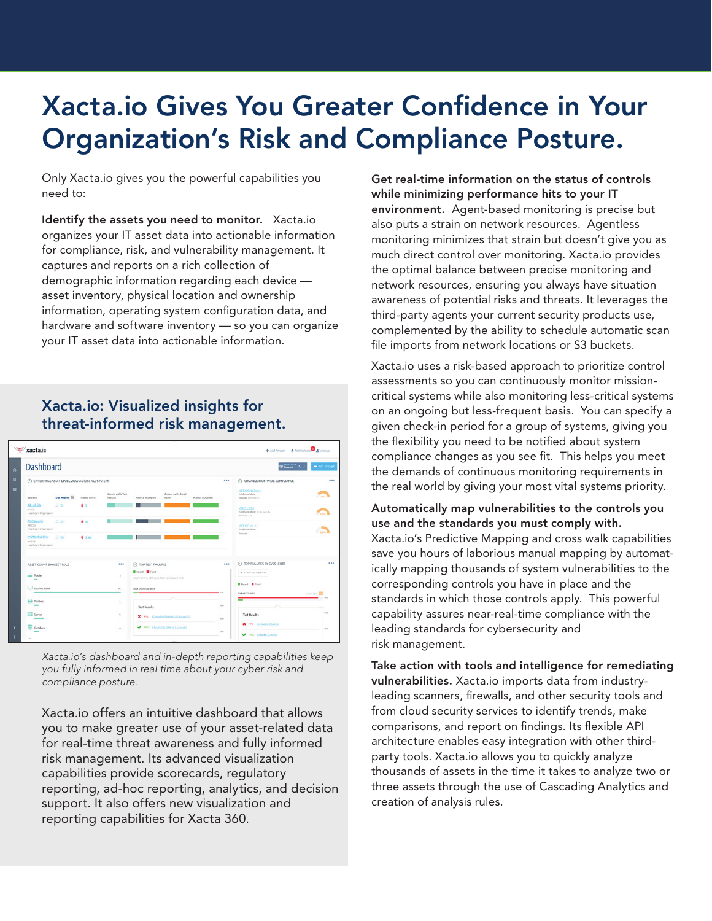# Xacta.io Gives You Greater Confidence in Your Organization's Risk and Compliance Posture.

Only Xacta.io gives you the powerful capabilities you need to:

**Identify the assets you need to monitor.** Xacta.io organizes your IT asset data into actionable information for compliance, risk, and vulnerability management. It captures and reports on a rich collection of demographic information regarding each device — asset inventory, physical location and ownership information, operating system configuration data, and hardware and software inventory — so you can organize your IT asset data into actionable information.

## Xacta.io: Visualized insights for threat-informed risk management.

*Xacta.io's dashboard and in-depth reporting capabilities keep you fully informed in real time about your cyber risk and compliance posture.*

Xacta.io offers an intuitive dashboard that allows you to make greater use of your asset-related data for real-time threat awareness and fully informed risk management. Its advanced visualization capabilities provide scorecards, regulatory reporting, ad-hoc reporting, analytics, and decision support. It also offers new visualization and reporting capabilities for Xacta 360.

**Get real-time information on the status of controls while minimizing performance hits to your IT environment.** Agent-based monitoring is precise but also puts a strain on network resources. Agentless monitoring minimizes that strain but doesn't give you as much direct control over monitoring. Xacta.io provides the optimal balance between precise monitoring and network resources, ensuring you always have situation awareness of potential risks and threats. It leverages the third-party agents your current security products use, complemented by the ability to schedule automatic scan file imports from network locations or S3 buckets.

Xacta.io uses a risk-based approach to prioritize control assessments so you can continuously monitor mission-critical systems while also monitoring less-critical systems on an ongoing but less-frequent basis. You can specify a given check-in period for a group of systems, giving you the flexibility you need to be notified about system compliance changes as you see fit. This helps you meet the demands of continuous monitoring requirements in the real world by giving your most vital systems priority.

**Automatically map vulnerabilities to the controls you use and the standards you must comply with.** Xacta.io's Predictive Mapping and cross walk capabilities save you hours of laborious manual mapping by automatically mapping thousands of system vulnerabilities to the corresponding controls you have in place and the standards in which those controls apply. This powerful capability assures near-real-time compliance with the leading standards for cybersecurity and risk management.

**Take action with tools and intelligence for remediating vulnerabilities.** Xacta.io imports data from industry-leading scanners, firewalls, and other security tools and from cloud security services to identify trends, make comparisons, and report on findings. Its flexible API architecture enables easy integration with other third-party tools. Xacta.io allows you to quickly analyze thousands of assets in the time it takes to analyze two or three assets through the use of Cascading Analytics and creation of analysis rules.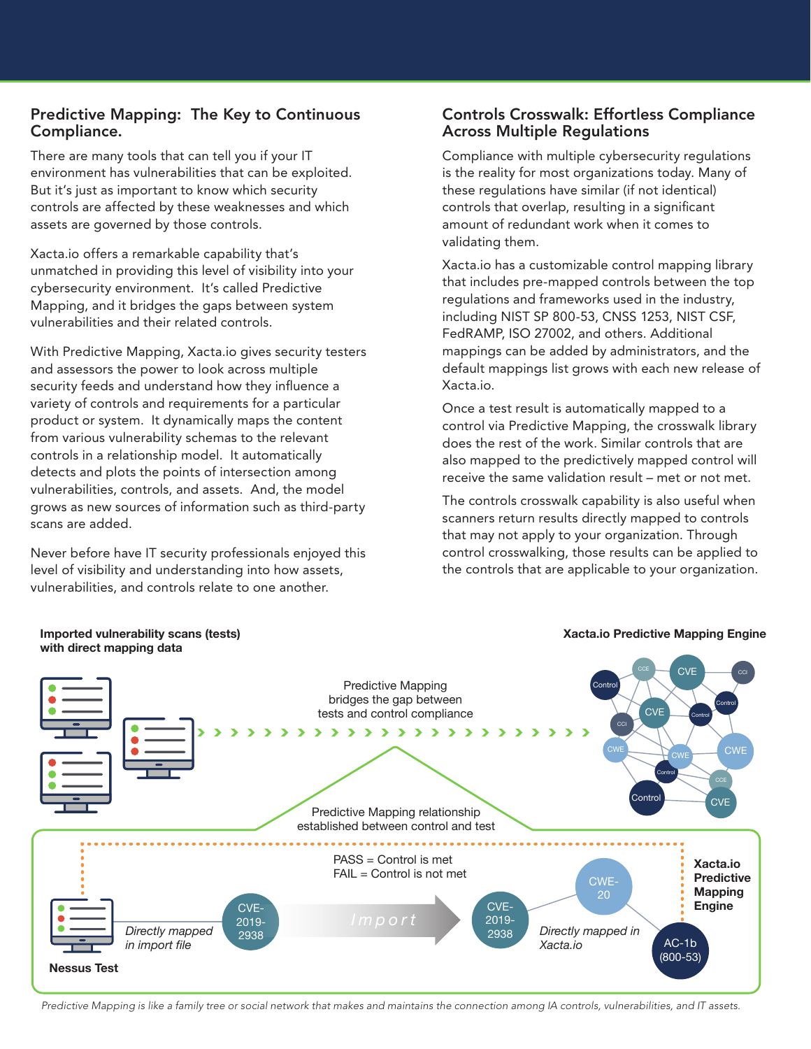## Predictive Mapping: The Key to Continuous Compliance.

There are many tools that can tell you if your IT environment has vulnerabilities that can be exploited. But it's just as important to know which security controls are affected by these weaknesses and which assets are governed by those controls.

Xacta.io offers a remarkable capability that's unmatched in providing this level of visibility into your cybersecurity environment. It's called Predictive Mapping, and it bridges the gaps between system vulnerabilities and their related controls.

With Predictive Mapping, Xacta.io gives security testers and assessors the power to look across multiple security feeds and understand how they influence a variety of controls and requirements for a particular product or system. It dynamically maps the content from various vulnerability schemas to the relevant controls in a relationship model. It automatically detects and plots the points of intersection among vulnerabilities, controls, and assets. And, the model grows as new sources of information such as third-party scans are added.

Never before have IT security professionals enjoyed this level of visibility and understanding into how assets, vulnerabilities, and controls relate to one another.

## Controls Crosswalk: Effortless Compliance Across Multiple Regulations

Compliance with multiple cybersecurity regulations is the reality for most organizations today. Many of these regulations have similar (if not identical) controls that overlap, resulting in a significant amount of redundant work when it comes to validating them.

Xacta.io has a customizable control mapping library that includes pre-mapped controls between the top regulations and frameworks used in the industry, including NIST SP 800-53, CNSS 1253, NIST CSF, FedRAMP, ISO 27002, and others. Additional mappings can be added by administrators, and the default mappings list grows with each new release of Xacta.io.

Once a test result is automatically mapped to a control via Predictive Mapping, the crosswalk library does the rest of the work. Similar controls that are also mapped to the predictively mapped control will receive the same validation result – met or not met.

The controls crosswalk capability is also useful when scanners return results directly mapped to controls that may not apply to your organization. Through control crosswalking, those results can be applied to the controls that are applicable to your organization.

**Imported vulnerability scans (tests) with direct mapping data**

**Xacta.io Predictive Mapping Engine**

Predictive Mapping bridges the gap between tests and control compliance

Predictive Mapping relationship established between control and test

PASS = Control is met
FAIL = Control is not met

**Nessus Test** — *Directly mapped in import file* — CVE-2019-2938 — Import — CVE-2019-2938 — *Directly mapped in Xacta.io* — CWE-20 — AC-1b (800-53) — **Xacta.io Predictive Mapping Engine**

*Predictive Mapping is like a family tree or social network that makes and maintains the connection among IA controls, vulnerabilities, and IT assets.*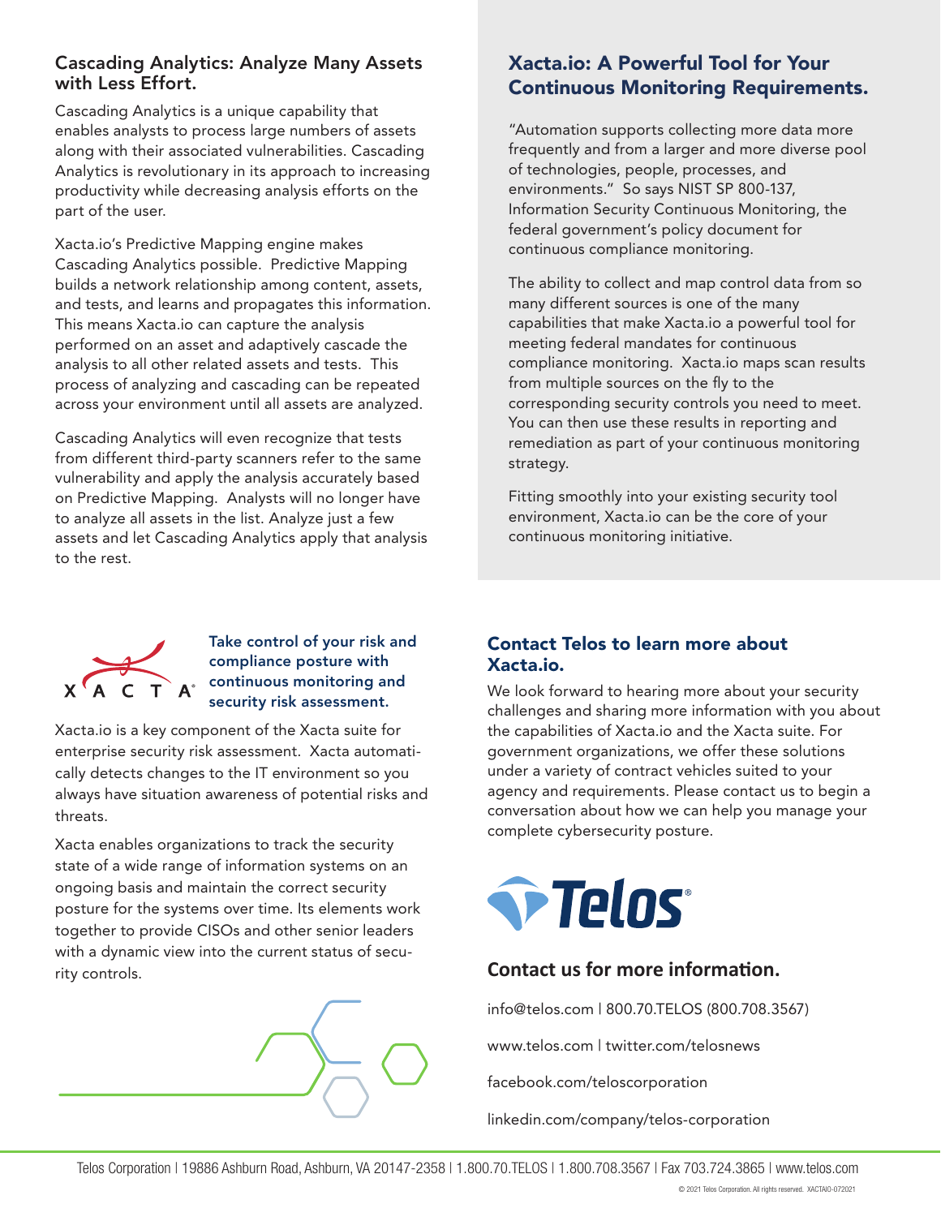## Cascading Analytics: Analyze Many Assets with Less Effort.

Cascading Analytics is a unique capability that enables analysts to process large numbers of assets along with their associated vulnerabilities. Cascading Analytics is revolutionary in its approach to increasing productivity while decreasing analysis efforts on the part of the user.

Xacta.io's Predictive Mapping engine makes Cascading Analytics possible. Predictive Mapping builds a network relationship among content, assets, and tests, and learns and propagates this information. This means Xacta.io can capture the analysis performed on an asset and adaptively cascade the analysis to all other related assets and tests. This process of analyzing and cascading can be repeated across your environment until all assets are analyzed.

Cascading Analytics will even recognize that tests from different third-party scanners refer to the same vulnerability and apply the analysis accurately based on Predictive Mapping. Analysts will no longer have to analyze all assets in the list. Analyze just a few assets and let Cascading Analytics apply that analysis to the rest.

## Xacta.io: A Powerful Tool for Your Continuous Monitoring Requirements.

"Automation supports collecting more data more frequently and from a larger and more diverse pool of technologies, people, processes, and environments." So says NIST SP 800-137, Information Security Continuous Monitoring, the federal government's policy document for continuous compliance monitoring.

The ability to collect and map control data from so many different sources is one of the many capabilities that make Xacta.io a powerful tool for meeting federal mandates for continuous compliance monitoring. Xacta.io maps scan results from multiple sources on the fly to the corresponding security controls you need to meet. You can then use these results in reporting and remediation as part of your continuous monitoring strategy.

Fitting smoothly into your existing security tool environment, Xacta.io can be the core of your continuous monitoring initiative.

XACTA®

**Take control of your risk and compliance posture with continuous monitoring and security risk assessment.**

Xacta.io is a key component of the Xacta suite for enterprise security risk assessment. Xacta automatically detects changes to the IT environment so you always have situation awareness of potential risks and threats.

Xacta enables organizations to track the security state of a wide range of information systems on an ongoing basis and maintain the correct security posture for the systems over time. Its elements work together to provide CISOs and other senior leaders with a dynamic view into the current status of security controls.

## Contact Telos to learn more about Xacta.io.

We look forward to hearing more about your security challenges and sharing more information with you about the capabilities of Xacta.io and the Xacta suite. For government organizations, we offer these solutions under a variety of contract vehicles suited to your agency and requirements. Please contact us to begin a conversation about how we can help you manage your complete cybersecurity posture.

Telos®

### Contact us for more information.

info@telos.com | 800.70.TELOS (800.708.3567)

www.telos.com | twitter.com/telosnews

facebook.com/teloscorporation

linkedin.com/company/telos-corporation

Telos Corporation | 19886 Ashburn Road, Ashburn, VA 20147-2358 | 1.800.70.TELOS | 1.800.708.3567 | Fax 703.724.3865 | www.telos.com

© 2021 Telos Corporation. All rights reserved. XACTAIO-072021